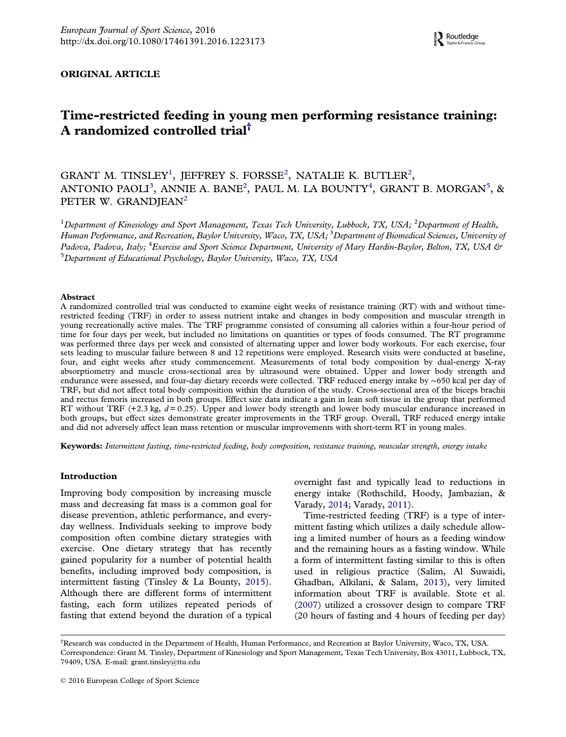European Journal of Sport Science, 2016
http://dx.doi.org/10.1080/17461391.2016.1223173

**ORIGINAL ARTICLE**

# Time-restricted feeding in young men performing resistance training: A randomized controlled trial[†]

GRANT M. TINSLEY[1], JEFFREY S. FORSSE[2], NATALIE K. BUTLER[2], ANTONIO PAOLI[3], ANNIE A. BANE[2], PAUL M. LA BOUNTY[4], GRANT B. MORGAN[5], & PETER W. GRANDJEAN[2]

[1]*Department of Kinesiology and Sport Management, Texas Tech University, Lubbock, TX, USA;* [2]*Department of Health, Human Performance, and Recreation, Baylor University, Waco, TX, USA;* [3]*Department of Biomedical Sciences, University of Padova, Padova, Italy;* [4]*Exercise and Sport Science Department, University of Mary Hardin-Baylor, Belton, TX, USA &* [5]*Department of Educational Psychology, Baylor University, Waco, TX, USA*

## Abstract

A randomized controlled trial was conducted to examine eight weeks of resistance training (RT) with and without time-restricted feeding (TRF) in order to assess nutrient intake and changes in body composition and muscular strength in young recreationally active males. The TRF programme consisted of consuming all calories within a four-hour period of time for four days per week, but included no limitations on quantities or types of foods consumed. The RT programme was performed three days per week and consisted of alternating upper and lower body workouts. For each exercise, four sets leading to muscular failure between 8 and 12 repetitions were employed. Research visits were conducted at baseline, four, and eight weeks after study commencement. Measurements of total body composition by dual-energy X-ray absorptiometry and muscle cross-sectional area by ultrasound were obtained. Upper and lower body strength and endurance were assessed, and four-day dietary records were collected. TRF reduced energy intake by ~650 kcal per day of TRF, but did not affect total body composition within the duration of the study. Cross-sectional area of the biceps brachii and rectus femoris increased in both groups. Effect size data indicate a gain in lean soft tissue in the group that performed RT without TRF (+2.3 kg, $d = 0.25$). Upper and lower body strength and lower body muscular endurance increased in both groups, but effect sizes demonstrate greater improvements in the TRF group. Overall, TRF reduced energy intake and did not adversely affect lean mass retention or muscular improvements with short-term RT in young males.

**Keywords:** *Intermittent fasting, time-restricted feeding, body composition, resistance training, muscular strength, energy intake*

## Introduction

Improving body composition by increasing muscle mass and decreasing fat mass is a common goal for disease prevention, athletic performance, and everyday wellness. Individuals seeking to improve body composition often combine dietary strategies with exercise. One dietary strategy that has recently gained popularity for a number of potential health benefits, including improved body composition, is intermittent fasting (Tinsley & La Bounty, 2015). Although there are different forms of intermittent fasting, each form utilizes repeated periods of fasting that extend beyond the duration of a typical overnight fast and typically lead to reductions in energy intake (Rothschild, Hoody, Jambazian, & Varady, 2014; Varady, 2011).

Time-restricted feeding (TRF) is a type of intermittent fasting which utilizes a daily schedule allowing a limited number of hours as a feeding window and the remaining hours as a fasting window. While a form of intermittent fasting similar to this is often used in religious practice (Salim, Al Suwaidi, Ghadban, Alkilani, & Salam, 2013), very limited information about TRF is available. Stote et al. (2007) utilized a crossover design to compare TRF (20 hours of fasting and 4 hours of feeding per day)

[†]Research was conducted in the Department of Health, Human Performance, and Recreation at Baylor University, Waco, TX, USA.
Correspondence: Grant M. Tinsley, Department of Kinesiology and Sport Management, Texas Tech University, Box 43011, Lubbock, TX, 79409, USA. E-mail: grant.tinsley@ttu.edu

© 2016 European College of Sport Science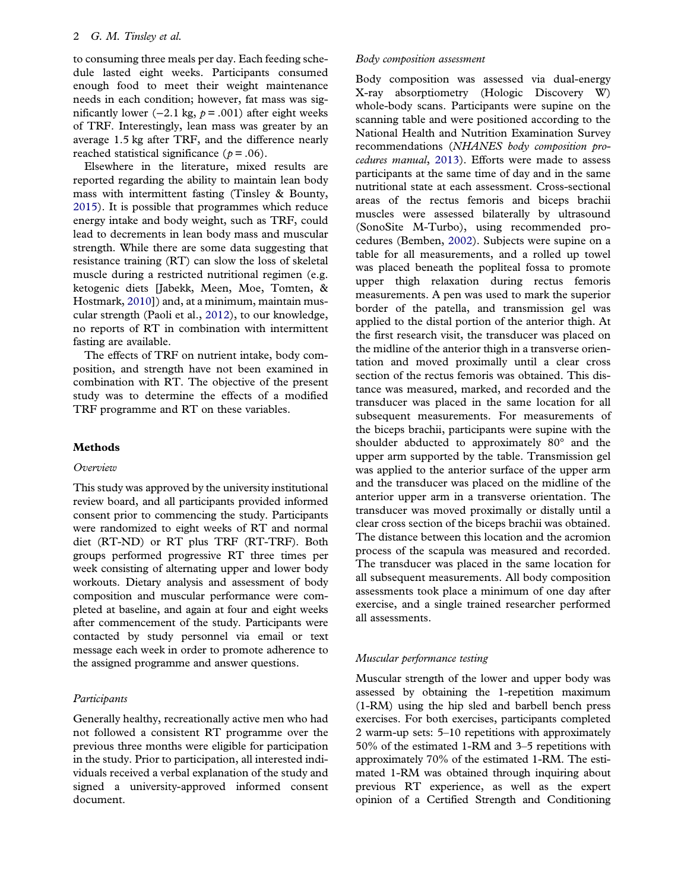to consuming three meals per day. Each feeding schedule lasted eight weeks. Participants consumed enough food to meet their weight maintenance needs in each condition; however, fat mass was significantly lower (−2.1 kg, $p = .001$) after eight weeks of TRF. Interestingly, lean mass was greater by an average 1.5 kg after TRF, and the difference nearly reached statistical significance ($p = .06$).

Elsewhere in the literature, mixed results are reported regarding the ability to maintain lean body mass with intermittent fasting (Tinsley & Bounty, 2015). It is possible that programmes which reduce energy intake and body weight, such as TRF, could lead to decrements in lean body mass and muscular strength. While there are some data suggesting that resistance training (RT) can slow the loss of skeletal muscle during a restricted nutritional regimen (e.g. ketogenic diets [Jabekk, Meen, Moe, Tomten, & Hostmark, 2010]) and, at a minimum, maintain muscular strength (Paoli et al., 2012), to our knowledge, no reports of RT in combination with intermittent fasting are available.

The effects of TRF on nutrient intake, body composition, and strength have not been examined in combination with RT. The objective of the present study was to determine the effects of a modified TRF programme and RT on these variables.

## Methods

### *Overview*

This study was approved by the university institutional review board, and all participants provided informed consent prior to commencing the study. Participants were randomized to eight weeks of RT and normal diet (RT-ND) or RT plus TRF (RT-TRF). Both groups performed progressive RT three times per week consisting of alternating upper and lower body workouts. Dietary analysis and assessment of body composition and muscular performance were completed at baseline, and again at four and eight weeks after commencement of the study. Participants were contacted by study personnel via email or text message each week in order to promote adherence to the assigned programme and answer questions.

### *Participants*

Generally healthy, recreationally active men who had not followed a consistent RT programme over the previous three months were eligible for participation in the study. Prior to participation, all interested individuals received a verbal explanation of the study and signed a university-approved informed consent document.

### *Body composition assessment*

Body composition was assessed via dual-energy X-ray absorptiometry (Hologic Discovery W) whole-body scans. Participants were supine on the scanning table and were positioned according to the National Health and Nutrition Examination Survey recommendations (*NHANES body composition procedures manual*, 2013). Efforts were made to assess participants at the same time of day and in the same nutritional state at each assessment. Cross-sectional areas of the rectus femoris and biceps brachii muscles were assessed bilaterally by ultrasound (SonoSite M-Turbo), using recommended procedures (Bemben, 2002). Subjects were supine on a table for all measurements, and a rolled up towel was placed beneath the popliteal fossa to promote upper thigh relaxation during rectus femoris measurements. A pen was used to mark the superior border of the patella, and transmission gel was applied to the distal portion of the anterior thigh. At the first research visit, the transducer was placed on the midline of the anterior thigh in a transverse orientation and moved proximally until a clear cross section of the rectus femoris was obtained. This distance was measured, marked, and recorded and the transducer was placed in the same location for all subsequent measurements. For measurements of the biceps brachii, participants were supine with the shoulder abducted to approximately 80° and the upper arm supported by the table. Transmission gel was applied to the anterior surface of the upper arm and the transducer was placed on the midline of the anterior upper arm in a transverse orientation. The transducer was moved proximally or distally until a clear cross section of the biceps brachii was obtained. The distance between this location and the acromion process of the scapula was measured and recorded. The transducer was placed in the same location for all subsequent measurements. All body composition assessments took place a minimum of one day after exercise, and a single trained researcher performed all assessments.

### *Muscular performance testing*

Muscular strength of the lower and upper body was assessed by obtaining the 1-repetition maximum (1-RM) using the hip sled and barbell bench press exercises. For both exercises, participants completed 2 warm-up sets: 5–10 repetitions with approximately 50% of the estimated 1-RM and 3–5 repetitions with approximately 70% of the estimated 1-RM. The estimated 1-RM was obtained through inquiring about previous RT experience, as well as the expert opinion of a Certified Strength and Conditioning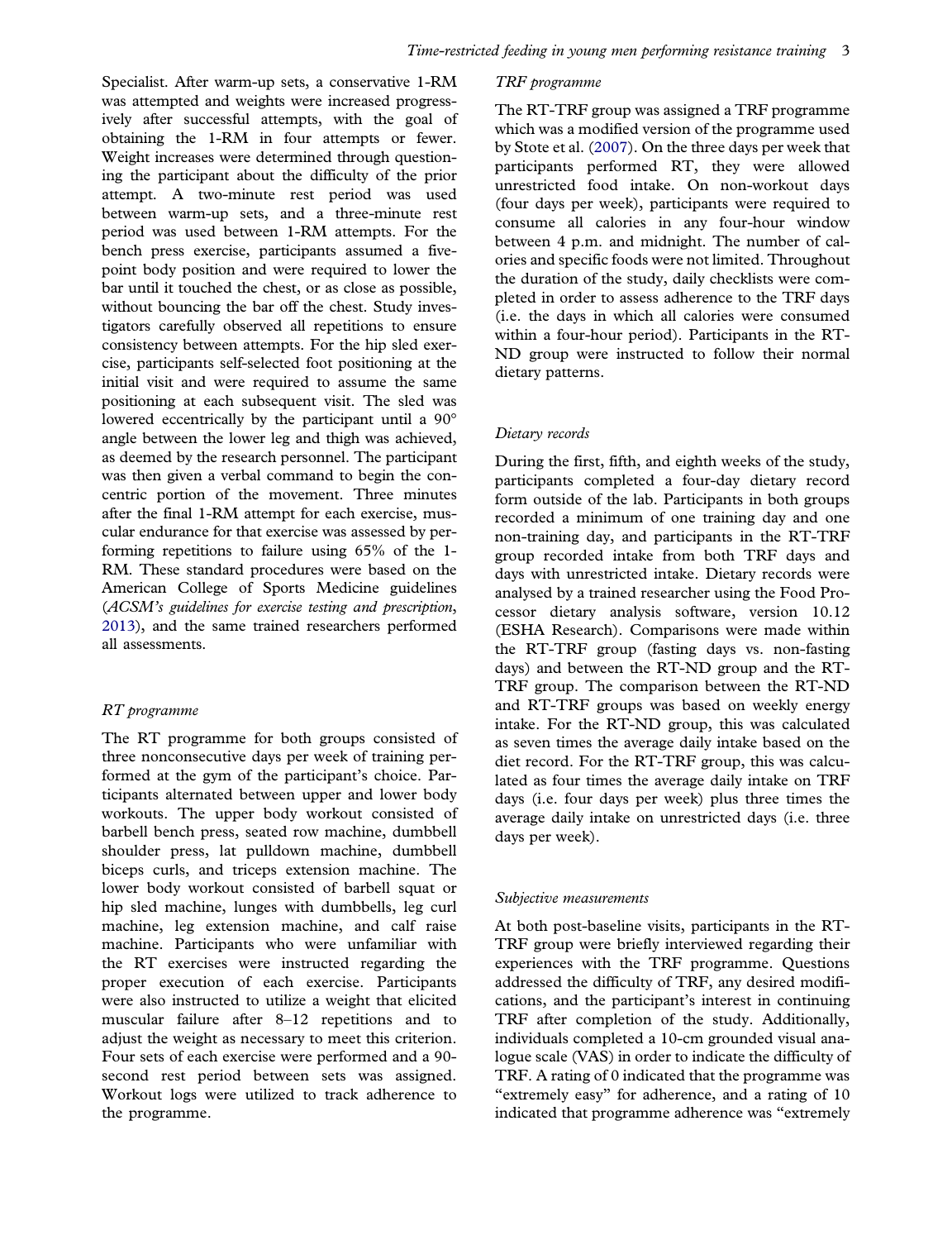Specialist. After warm-up sets, a conservative 1-RM was attempted and weights were increased progressively after successful attempts, with the goal of obtaining the 1-RM in four attempts or fewer. Weight increases were determined through questioning the participant about the difficulty of the prior attempt. A two-minute rest period was used between warm-up sets, and a three-minute rest period was used between 1-RM attempts. For the bench press exercise, participants assumed a five-point body position and were required to lower the bar until it touched the chest, or as close as possible, without bouncing the bar off the chest. Study investigators carefully observed all repetitions to ensure consistency between attempts. For the hip sled exercise, participants self-selected foot positioning at the initial visit and were required to assume the same positioning at each subsequent visit. The sled was lowered eccentrically by the participant until a 90° angle between the lower leg and thigh was achieved, as deemed by the research personnel. The participant was then given a verbal command to begin the concentric portion of the movement. Three minutes after the final 1-RM attempt for each exercise, muscular endurance for that exercise was assessed by performing repetitions to failure using 65% of the 1-RM. These standard procedures were based on the American College of Sports Medicine guidelines (*ACSM's guidelines for exercise testing and prescription*, 2013), and the same trained researchers performed all assessments.

### *RT programme*

The RT programme for both groups consisted of three nonconsecutive days per week of training performed at the gym of the participant's choice. Participants alternated between upper and lower body workouts. The upper body workout consisted of barbell bench press, seated row machine, dumbbell shoulder press, lat pulldown machine, dumbbell biceps curls, and triceps extension machine. The lower body workout consisted of barbell squat or hip sled machine, lunges with dumbbells, leg curl machine, leg extension machine, and calf raise machine. Participants who were unfamiliar with the RT exercises were instructed regarding the proper execution of each exercise. Participants were also instructed to utilize a weight that elicited muscular failure after 8–12 repetitions and to adjust the weight as necessary to meet this criterion. Four sets of each exercise were performed and a 90-second rest period between sets was assigned. Workout logs were utilized to track adherence to the programme.

### *TRF programme*

The RT-TRF group was assigned a TRF programme which was a modified version of the programme used by Stote et al. (2007). On the three days per week that participants performed RT, they were allowed unrestricted food intake. On non-workout days (four days per week), participants were required to consume all calories in any four-hour window between 4 p.m. and midnight. The number of calories and specific foods were not limited. Throughout the duration of the study, daily checklists were completed in order to assess adherence to the TRF days (i.e. the days in which all calories were consumed within a four-hour period). Participants in the RT-ND group were instructed to follow their normal dietary patterns.

### *Dietary records*

During the first, fifth, and eighth weeks of the study, participants completed a four-day dietary record form outside of the lab. Participants in both groups recorded a minimum of one training day and one non-training day, and participants in the RT-TRF group recorded intake from both TRF days and days with unrestricted intake. Dietary records were analysed by a trained researcher using the Food Processor dietary analysis software, version 10.12 (ESHA Research). Comparisons were made within the RT-TRF group (fasting days vs. non-fasting days) and between the RT-ND group and the RT-TRF group. The comparison between the RT-ND and RT-TRF groups was based on weekly energy intake. For the RT-ND group, this was calculated as seven times the average daily intake based on the diet record. For the RT-TRF group, this was calculated as four times the average daily intake on TRF days (i.e. four days per week) plus three times the average daily intake on unrestricted days (i.e. three days per week).

### *Subjective measurements*

At both post-baseline visits, participants in the RT-TRF group were briefly interviewed regarding their experiences with the TRF programme. Questions addressed the difficulty of TRF, any desired modifications, and the participant's interest in continuing TRF after completion of the study. Additionally, individuals completed a 10-cm grounded visual analogue scale (VAS) in order to indicate the difficulty of TRF. A rating of 0 indicated that the programme was "extremely easy" for adherence, and a rating of 10 indicated that programme adherence was "extremely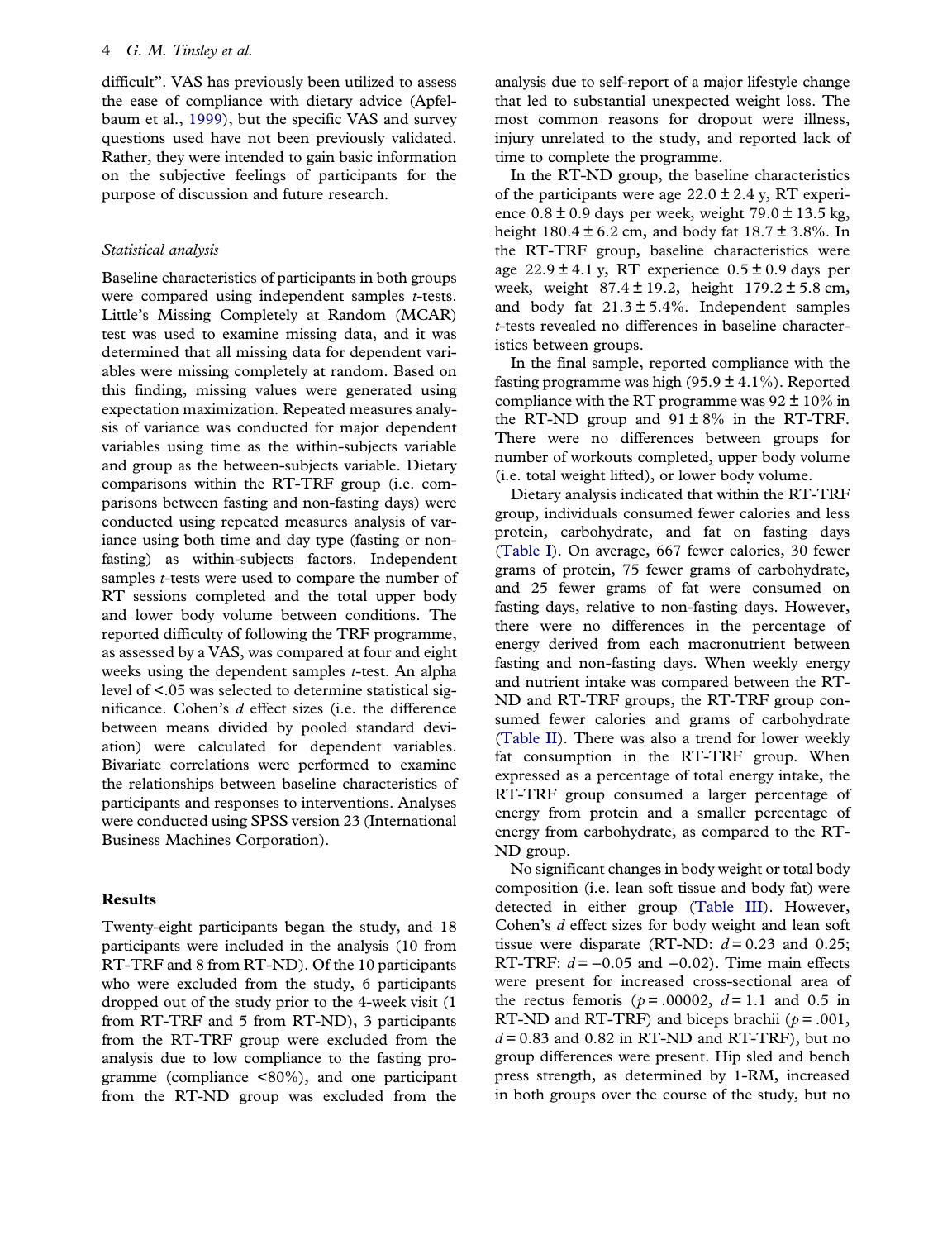difficult". VAS has previously been utilized to assess the ease of compliance with dietary advice (Apfelbaum et al., 1999), but the specific VAS and survey questions used have not been previously validated. Rather, they were intended to gain basic information on the subjective feelings of participants for the purpose of discussion and future research.

### *Statistical analysis*

Baseline characteristics of participants in both groups were compared using independent samples *t*-tests. Little's Missing Completely at Random (MCAR) test was used to examine missing data, and it was determined that all missing data for dependent variables were missing completely at random. Based on this finding, missing values were generated using expectation maximization. Repeated measures analysis of variance was conducted for major dependent variables using time as the within-subjects variable and group as the between-subjects variable. Dietary comparisons within the RT-TRF group (i.e. comparisons between fasting and non-fasting days) were conducted using repeated measures analysis of variance using both time and day type (fasting or non-fasting) as within-subjects factors. Independent samples *t*-tests were used to compare the number of RT sessions completed and the total upper body and lower body volume between conditions. The reported difficulty of following the TRF programme, as assessed by a VAS, was compared at four and eight weeks using the dependent samples *t*-test. An alpha level of <.05 was selected to determine statistical significance. Cohen's *d* effect sizes (i.e. the difference between means divided by pooled standard deviation) were calculated for dependent variables. Bivariate correlations were performed to examine the relationships between baseline characteristics of participants and responses to interventions. Analyses were conducted using SPSS version 23 (International Business Machines Corporation).

## Results

Twenty-eight participants began the study, and 18 participants were included in the analysis (10 from RT-TRF and 8 from RT-ND). Of the 10 participants who were excluded from the study, 6 participants dropped out of the study prior to the 4-week visit (1 from RT-TRF and 5 from RT-ND), 3 participants from the RT-TRF group were excluded from the analysis due to low compliance to the fasting programme (compliance <80%), and one participant from the RT-ND group was excluded from the analysis due to self-report of a major lifestyle change that led to substantial unexpected weight loss. The most common reasons for dropout were illness, injury unrelated to the study, and reported lack of time to complete the programme.

In the RT-ND group, the baseline characteristics of the participants were age 22.0 ± 2.4 y, RT experience 0.8 ± 0.9 days per week, weight 79.0 ± 13.5 kg, height 180.4 ± 6.2 cm, and body fat 18.7 ± 3.8%. In the RT-TRF group, baseline characteristics were age 22.9 ± 4.1 y, RT experience 0.5 ± 0.9 days per week, weight 87.4 ± 19.2, height 179.2 ± 5.8 cm, and body fat 21.3 ± 5.4%. Independent samples *t*-tests revealed no differences in baseline characteristics between groups.

In the final sample, reported compliance with the fasting programme was high (95.9 ± 4.1%). Reported compliance with the RT programme was 92 ± 10% in the RT-ND group and 91 ± 8% in the RT-TRF. There were no differences between groups for number of workouts completed, upper body volume (i.e. total weight lifted), or lower body volume.

Dietary analysis indicated that within the RT-TRF group, individuals consumed fewer calories and less protein, carbohydrate, and fat on fasting days (Table I). On average, 667 fewer calories, 30 fewer grams of protein, 75 fewer grams of carbohydrate, and 25 fewer grams of fat were consumed on fasting days, relative to non-fasting days. However, there were no differences in the percentage of energy derived from each macronutrient between fasting and non-fasting days. When weekly energy and nutrient intake was compared between the RT-ND and RT-TRF groups, the RT-TRF group consumed fewer calories and grams of carbohydrate (Table II). There was also a trend for lower weekly fat consumption in the RT-TRF group. When expressed as a percentage of total energy intake, the RT-TRF group consumed a larger percentage of energy from protein and a smaller percentage of energy from carbohydrate, as compared to the RT-ND group.

No significant changes in body weight or total body composition (i.e. lean soft tissue and body fat) were detected in either group (Table III). However, Cohen's *d* effect sizes for body weight and lean soft tissue were disparate (RT-ND: $d = 0.23$ and 0.25; RT-TRF: $d = -0.05$ and $-0.02$). Time main effects were present for increased cross-sectional area of the rectus femoris ($p = .00002$, $d = 1.1$ and 0.5 in RT-ND and RT-TRF) and biceps brachii ($p = .001$, $d = 0.83$ and 0.82 in RT-ND and RT-TRF), but no group differences were present. Hip sled and bench press strength, as determined by 1-RM, increased in both groups over the course of the study, but no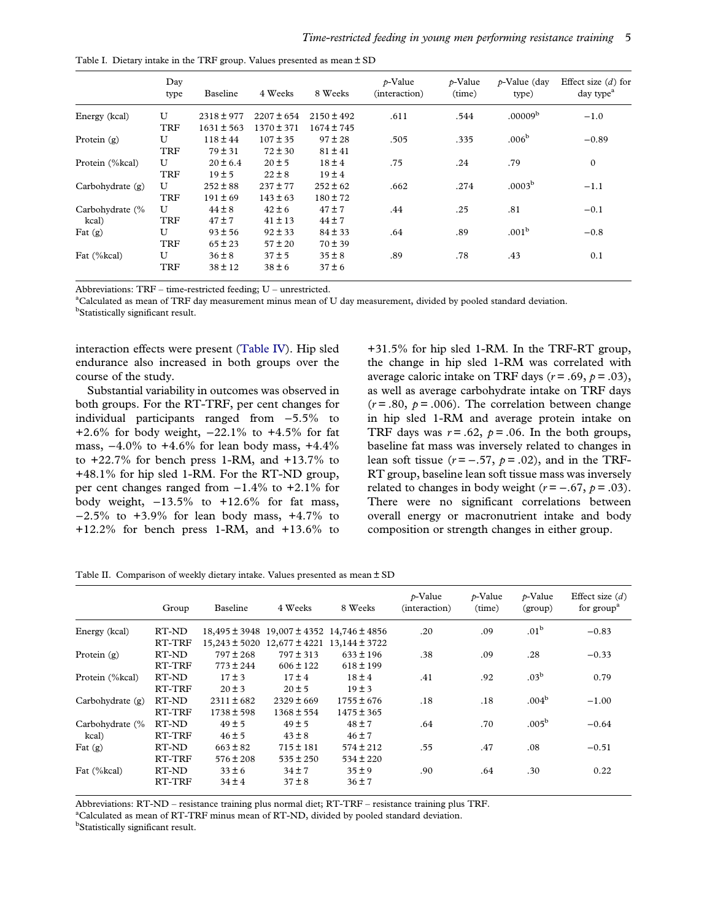Table I. Dietary intake in the TRF group. Values presented as mean ± SD

| | Day type | Baseline | 4 Weeks | 8 Weeks | p-Value (interaction) | p-Value (time) | p-Value (day type) | Effect size (d) for day type[a] |
|---|---|---|---|---|---|---|---|---|
| Energy (kcal) | U | 2318 ± 977 | 2207 ± 654 | 2150 ± 492 | .611 | .544 | .00009[b] | −1.0 |
| | TRF | 1631 ± 563 | 1370 ± 371 | 1674 ± 745 | | | | |
| Protein (g) | U | 118 ± 44 | 107 ± 35 | 97 ± 28 | .505 | .335 | .006[b] | −0.89 |
| | TRF | 79 ± 31 | 72 ± 30 | 81 ± 41 | | | | |
| Protein (%kcal) | U | 20 ± 6.4 | 20 ± 5 | 18 ± 4 | .75 | .24 | .79 | 0 |
| | TRF | 19 ± 5 | 22 ± 8 | 19 ± 4 | | | | |
| Carbohydrate (g) | U | 252 ± 88 | 237 ± 77 | 252 ± 62 | .662 | .274 | .0003[b] | −1.1 |
| | TRF | 191 ± 69 | 143 ± 63 | 180 ± 72 | | | | |
| Carbohydrate (% kcal) | U | 44 ± 8 | 42 ± 6 | 47 ± 7 | .44 | .25 | .81 | −0.1 |
| | TRF | 47 ± 7 | 41 ± 13 | 44 ± 7 | | | | |
| Fat (g) | U | 93 ± 56 | 92 ± 33 | 84 ± 33 | .64 | .89 | .001[b] | −0.8 |
| | TRF | 65 ± 23 | 57 ± 20 | 70 ± 39 | | | | |
| Fat (%kcal) | U | 36 ± 8 | 37 ± 5 | 35 ± 8 | .89 | .78 | .43 | 0.1 |
| | TRF | 38 ± 12 | 38 ± 6 | 37 ± 6 | | | | |

Abbreviations: TRF – time-restricted feeding; U – unrestricted.
[a]Calculated as mean of TRF day measurement minus mean of U day measurement, divided by pooled standard deviation.
[b]Statistically significant result.

interaction effects were present (Table IV). Hip sled endurance also increased in both groups over the course of the study.

Substantial variability in outcomes was observed in both groups. For the RT-TRF, per cent changes for individual participants ranged from −5.5% to +2.6% for body weight, −22.1% to +4.5% for fat mass, −4.0% to +4.6% for lean body mass, +4.4% to +22.7% for bench press 1-RM, and +13.7% to +48.1% for hip sled 1-RM. For the RT-ND group, per cent changes ranged from −1.4% to +2.1% for body weight, −13.5% to +12.6% for fat mass, −2.5% to +3.9% for lean body mass, +4.7% to +12.2% for bench press 1-RM, and +13.6% to +31.5% for hip sled 1-RM. In the TRF-RT group, the change in hip sled 1-RM was correlated with average caloric intake on TRF days ($r = .69$, $p = .03$), as well as average carbohydrate intake on TRF days ($r = .80$, $p = .006$). The correlation between change in hip sled 1-RM and average protein intake on TRF days was $r = .62$, $p = .06$. In the both groups, baseline fat mass was inversely related to changes in lean soft tissue ($r = -.57$, $p = .02$), and in the TRF-RT group, baseline lean soft tissue mass was inversely related to changes in body weight ($r = -.67$, $p = .03$). There were no significant correlations between overall energy or macronutrient intake and body composition or strength changes in either group.

Table II. Comparison of weekly dietary intake. Values presented as mean ± SD

| | Group | Baseline | 4 Weeks | 8 Weeks | p-Value (interaction) | p-Value (time) | p-Value (group) | Effect size (d) for group[a] |
|---|---|---|---|---|---|---|---|---|
| Energy (kcal) | RT-ND | 18,495 ± 3948 | 19,007 ± 4352 | 14,746 ± 4856 | .20 | .09 | .01[b] | −0.83 |
| | RT-TRF | 15,243 ± 5020 | 12,677 ± 4221 | 13,144 ± 3722 | | | | |
| Protein (g) | RT-ND | 797 ± 268 | 797 ± 313 | 633 ± 196 | .38 | .09 | .28 | −0.33 |
| | RT-TRF | 773 ± 244 | 606 ± 122 | 618 ± 199 | | | | |
| Protein (%kcal) | RT-ND | 17 ± 3 | 17 ± 4 | 18 ± 4 | .41 | .92 | .03[b] | 0.79 |
| | RT-TRF | 20 ± 3 | 20 ± 5 | 19 ± 3 | | | | |
| Carbohydrate (g) | RT-ND | 2311 ± 682 | 2329 ± 669 | 1755 ± 676 | .18 | .18 | .004[b] | −1.00 |
| | RT-TRF | 1738 ± 598 | 1368 ± 554 | 1475 ± 365 | | | | |
| Carbohydrate (% kcal) | RT-ND | 49 ± 5 | 49 ± 5 | 48 ± 7 | .64 | .70 | .005[b] | −0.64 |
| | RT-TRF | 46 ± 5 | 43 ± 8 | 46 ± 7 | | | | |
| Fat (g) | RT-ND | 663 ± 82 | 715 ± 181 | 574 ± 212 | .55 | .47 | .08 | −0.51 |
| | RT-TRF | 576 ± 208 | 535 ± 250 | 534 ± 220 | | | | |
| Fat (%kcal) | RT-ND | 33 ± 6 | 34 ± 7 | 35 ± 9 | .90 | .64 | .30 | 0.22 |
| | RT-TRF | 34 ± 4 | 37 ± 8 | 36 ± 7 | | | | |

Abbreviations: RT-ND – resistance training plus normal diet; RT-TRF – resistance training plus TRF.
[a]Calculated as mean of RT-TRF minus mean of RT-ND, divided by pooled standard deviation.
[b]Statistically significant result.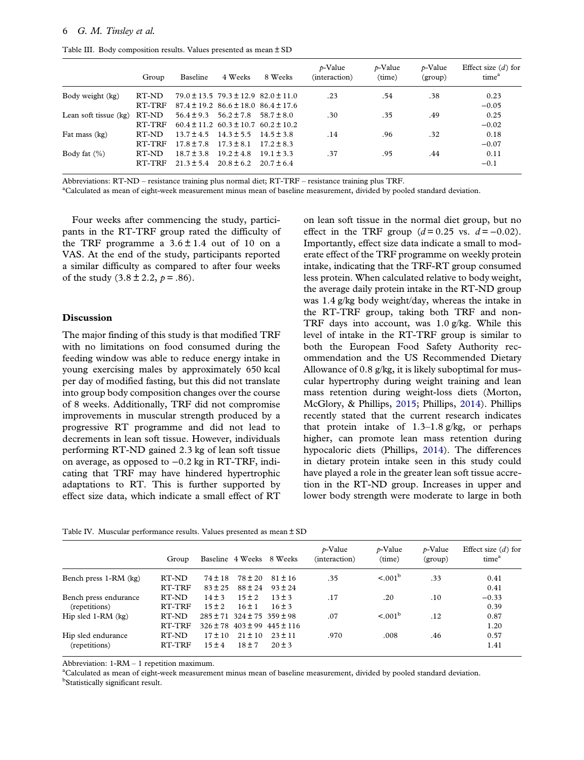Table III. Body composition results. Values presented as mean ± SD

| | Group | Baseline | 4 Weeks | 8 Weeks | $p$-Value (interaction) | $p$-Value (time) | $p$-Value (group) | Effect size ($d$) for time[a] |
|---|---|---|---|---|---|---|---|---|
| Body weight (kg) | RT-ND | 79.0 ± 13.5 | 79.3 ± 12.9 | 82.0 ± 11.0 | .23 | .54 | .38 | 0.23 |
| | RT-TRF | 87.4 ± 19.2 | 86.6 ± 18.0 | 86.4 ± 17.6 | | | | −0.05 |
| Lean soft tissue (kg) | RT-ND | 56.4 ± 9.3 | 56.2 ± 7.8 | 58.7 ± 8.0 | .30 | .35 | .49 | 0.25 |
| | RT-TRF | 60.4 ± 11.2 | 60.3 ± 10.7 | 60.2 ± 10.2 | | | | −0.02 |
| Fat mass (kg) | RT-ND | 13.7 ± 4.5 | 14.3 ± 5.5 | 14.5 ± 3.8 | .14 | .96 | .32 | 0.18 |
| | RT-TRF | 17.8 ± 7.8 | 17.3 ± 8.1 | 17.2 ± 8.3 | | | | −0.07 |
| Body fat (%) | RT-ND | 18.7 ± 3.8 | 19.2 ± 4.8 | 19.1 ± 3.3 | .37 | .95 | .44 | 0.11 |
| | RT-TRF | 21.3 ± 5.4 | 20.8 ± 6.2 | 20.7 ± 6.4 | | | | −0.1 |

Abbreviations: RT-ND – resistance training plus normal diet; RT-TRF – resistance training plus TRF.
[a]Calculated as mean of eight-week measurement minus mean of baseline measurement, divided by pooled standard deviation.

Four weeks after commencing the study, participants in the RT-TRF group rated the difficulty of the TRF programme a 3.6 ± 1.4 out of 10 on a VAS. At the end of the study, participants reported a similar difficulty as compared to after four weeks of the study (3.8 ± 2.2, $p = .86$).

## Discussion

The major finding of this study is that modified TRF with no limitations on food consumed during the feeding window was able to reduce energy intake in young exercising males by approximately 650 kcal per day of modified fasting, but this did not translate into group body composition changes over the course of 8 weeks. Additionally, TRF did not compromise improvements in muscular strength produced by a progressive RT programme and did not lead to decrements in lean soft tissue. However, individuals performing RT-ND gained 2.3 kg of lean soft tissue on average, as opposed to −0.2 kg in RT-TRF, indicating that TRF may have hindered hypertrophic adaptations to RT. This is further supported by effect size data, which indicate a small effect of RT on lean soft tissue in the normal diet group, but no effect in the TRF group ($d = 0.25$ vs. $d = -0.02$). Importantly, effect size data indicate a small to moderate effect of the TRF programme on weekly protein intake, indicating that the TRF-RT group consumed less protein. When calculated relative to body weight, the average daily protein intake in the RT-ND group was 1.4 g/kg body weight/day, whereas the intake in the RT-TRF group, taking both TRF and non-TRF days into account, was 1.0 g/kg. While this level of intake in the RT-TRF group is similar to both the European Food Safety Authority recommendation and the US Recommended Dietary Allowance of 0.8 g/kg, it is likely suboptimal for muscular hypertrophy during weight training and lean mass retention during weight-loss diets (Morton, McGlory, & Phillips, 2015; Phillips, 2014). Phillips recently stated that the current research indicates that protein intake of 1.3–1.8 g/kg, or perhaps higher, can promote lean mass retention during hypocaloric diets (Phillips, 2014). The differences in dietary protein intake seen in this study could have played a role in the greater lean soft tissue accretion in the RT-ND group. Increases in upper and lower body strength were moderate to large in both

Table IV. Muscular performance results. Values presented as mean ± SD

| | Group | Baseline | 4 Weeks | 8 Weeks | $p$-Value (interaction) | $p$-Value (time) | $p$-Value (group) | Effect size ($d$) for time[a] |
|---|---|---|---|---|---|---|---|---|
| Bench press 1-RM (kg) | RT-ND | 74 ± 18 | 78 ± 20 | 81 ± 16 | .35 | <.001[b] | .33 | 0.41 |
| | RT-TRF | 83 ± 25 | 88 ± 24 | 93 ± 24 | | | | 0.41 |
| Bench press endurance (repetitions) | RT-ND | 14 ± 3 | 15 ± 2 | 13 ± 3 | .17 | .20 | .10 | −0.33 |
| | RT-TRF | 15 ± 2 | 16 ± 1 | 16 ± 3 | | | | 0.39 |
| Hip sled 1-RM (kg) | RT-ND | 285 ± 71 | 324 ± 75 | 359 ± 98 | .07 | <.001[b] | .12 | 0.87 |
| | RT-TRF | 326 ± 78 | 403 ± 99 | 445 ± 116 | | | | 1.20 |
| Hip sled endurance (repetitions) | RT-ND | 17 ± 10 | 21 ± 10 | 23 ± 11 | .970 | .008 | .46 | 0.57 |
| | RT-TRF | 15 ± 4 | 18 ± 7 | 20 ± 3 | | | | 1.41 |

Abbreviation: 1-RM – 1 repetition maximum.
[a]Calculated as mean of eight-week measurement minus mean of baseline measurement, divided by pooled standard deviation.
[b]Statistically significant result.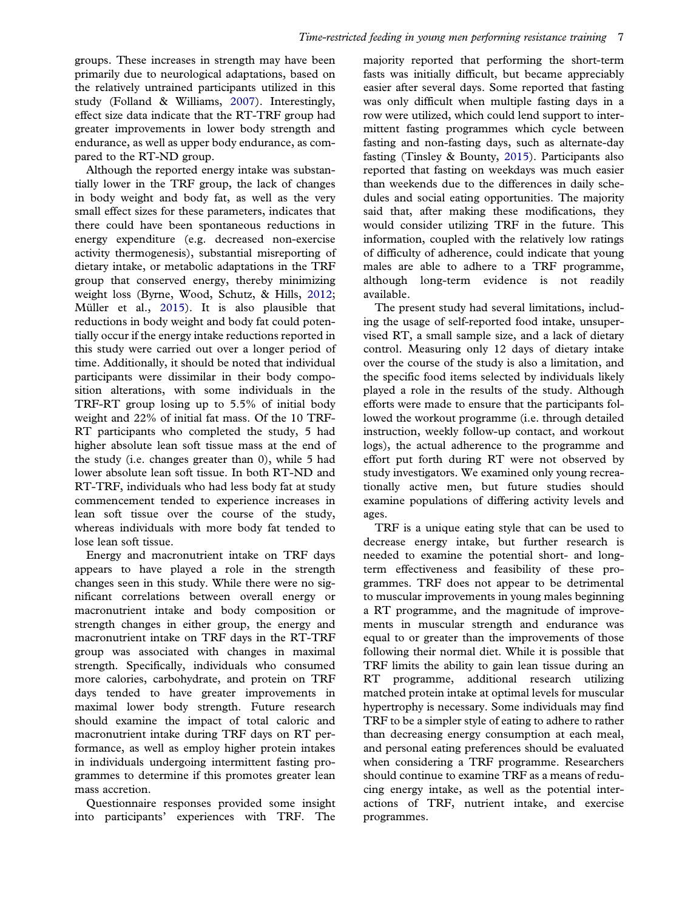groups. These increases in strength may have been primarily due to neurological adaptations, based on the relatively untrained participants utilized in this study (Folland & Williams, 2007). Interestingly, effect size data indicate that the RT-TRF group had greater improvements in lower body strength and endurance, as well as upper body endurance, as compared to the RT-ND group.

Although the reported energy intake was substantially lower in the TRF group, the lack of changes in body weight and body fat, as well as the very small effect sizes for these parameters, indicates that there could have been spontaneous reductions in energy expenditure (e.g. decreased non-exercise activity thermogenesis), substantial misreporting of dietary intake, or metabolic adaptations in the TRF group that conserved energy, thereby minimizing weight loss (Byrne, Wood, Schutz, & Hills, 2012; Müller et al., 2015). It is also plausible that reductions in body weight and body fat could potentially occur if the energy intake reductions reported in this study were carried out over a longer period of time. Additionally, it should be noted that individual participants were dissimilar in their body composition alterations, with some individuals in the TRF-RT group losing up to 5.5% of initial body weight and 22% of initial fat mass. Of the 10 TRF-RT participants who completed the study, 5 had higher absolute lean soft tissue mass at the end of the study (i.e. changes greater than 0), while 5 had lower absolute lean soft tissue. In both RT-ND and RT-TRF, individuals who had less body fat at study commencement tended to experience increases in lean soft tissue over the course of the study, whereas individuals with more body fat tended to lose lean soft tissue.

Energy and macronutrient intake on TRF days appears to have played a role in the strength changes seen in this study. While there were no significant correlations between overall energy or macronutrient intake and body composition or strength changes in either group, the energy and macronutrient intake on TRF days in the RT-TRF group was associated with changes in maximal strength. Specifically, individuals who consumed more calories, carbohydrate, and protein on TRF days tended to have greater improvements in maximal lower body strength. Future research should examine the impact of total caloric and macronutrient intake during TRF days on RT performance, as well as employ higher protein intakes in individuals undergoing intermittent fasting programmes to determine if this promotes greater lean mass accretion.

Questionnaire responses provided some insight into participants' experiences with TRF. The majority reported that performing the short-term fasts was initially difficult, but became appreciably easier after several days. Some reported that fasting was only difficult when multiple fasting days in a row were utilized, which could lend support to intermittent fasting programmes which cycle between fasting and non-fasting days, such as alternate-day fasting (Tinsley & Bounty, 2015). Participants also reported that fasting on weekdays was much easier than weekends due to the differences in daily schedules and social eating opportunities. The majority said that, after making these modifications, they would consider utilizing TRF in the future. This information, coupled with the relatively low ratings of difficulty of adherence, could indicate that young males are able to adhere to a TRF programme, although long-term evidence is not readily available.

The present study had several limitations, including the usage of self-reported food intake, unsupervised RT, a small sample size, and a lack of dietary control. Measuring only 12 days of dietary intake over the course of the study is also a limitation, and the specific food items selected by individuals likely played a role in the results of the study. Although efforts were made to ensure that the participants followed the workout programme (i.e. through detailed instruction, weekly follow-up contact, and workout logs), the actual adherence to the programme and effort put forth during RT were not observed by study investigators. We examined only young recreationally active men, but future studies should examine populations of differing activity levels and ages.

TRF is a unique eating style that can be used to decrease energy intake, but further research is needed to examine the potential short- and long-term effectiveness and feasibility of these programmes. TRF does not appear to be detrimental to muscular improvements in young males beginning a RT programme, and the magnitude of improvements in muscular strength and endurance was equal to or greater than the improvements of those following their normal diet. While it is possible that TRF limits the ability to gain lean tissue during an RT programme, additional research utilizing matched protein intake at optimal levels for muscular hypertrophy is necessary. Some individuals may find TRF to be a simpler style of eating to adhere to rather than decreasing energy consumption at each meal, and personal eating preferences should be evaluated when considering a TRF programme. Researchers should continue to examine TRF as a means of reducing energy intake, as well as the potential interactions of TRF, nutrient intake, and exercise programmes.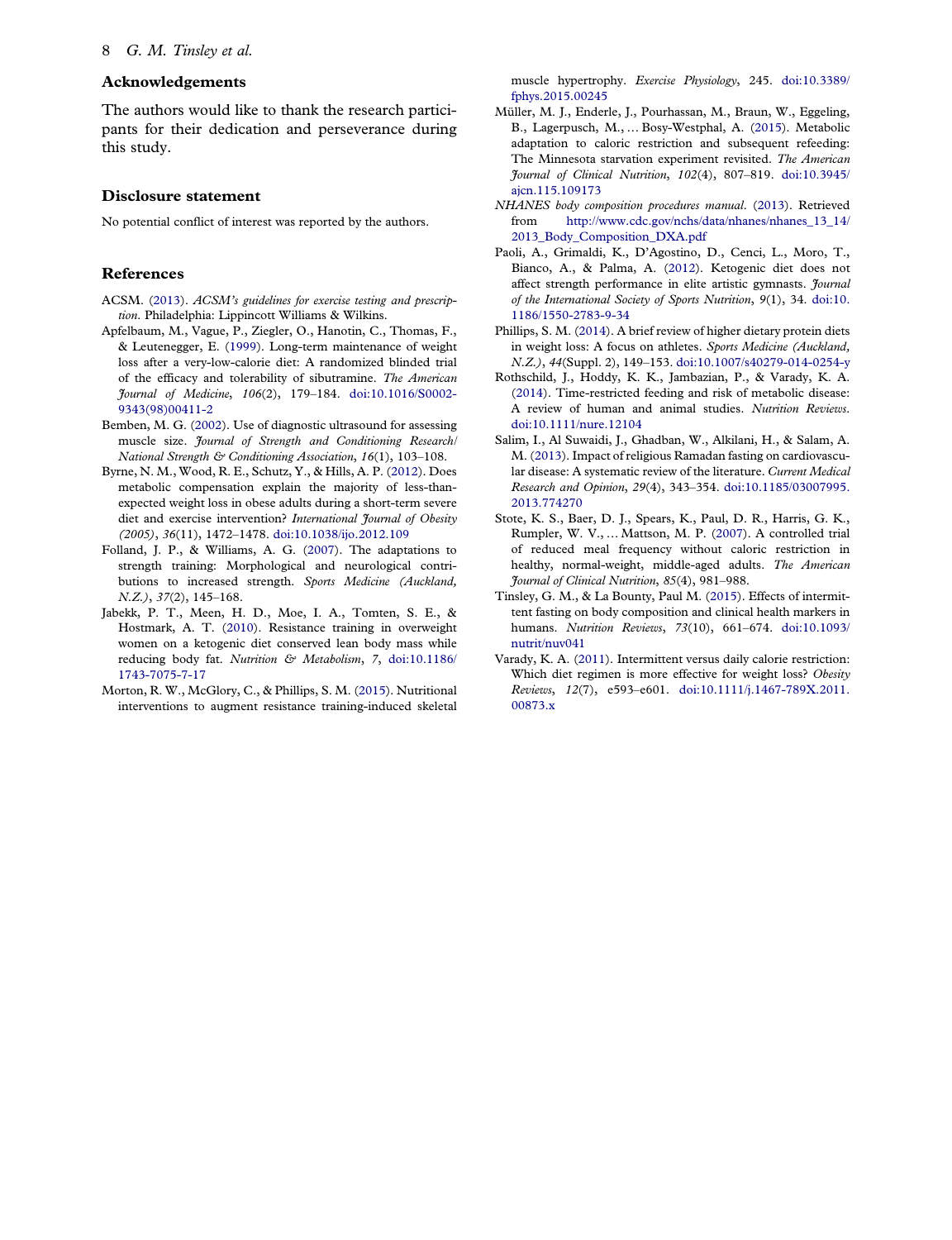## Acknowledgements

The authors would like to thank the research participants for their dedication and perseverance during this study.

## Disclosure statement

No potential conflict of interest was reported by the authors.

## References

ACSM. (2013). *ACSM's guidelines for exercise testing and prescription*. Philadelphia: Lippincott Williams & Wilkins.

Apfelbaum, M., Vague, P., Ziegler, O., Hanotin, C., Thomas, F., & Leutenegger, E. (1999). Long-term maintenance of weight loss after a very-low-calorie diet: A randomized blinded trial of the efficacy and tolerability of sibutramine. *The American Journal of Medicine*, *106*(2), 179–184. doi:10.1016/S0002-9343(98)00411-2

Bemben, M. G. (2002). Use of diagnostic ultrasound for assessing muscle size. *Journal of Strength and Conditioning Research/National Strength & Conditioning Association*, *16*(1), 103–108.

Byrne, N. M., Wood, R. E., Schutz, Y., & Hills, A. P. (2012). Does metabolic compensation explain the majority of less-than-expected weight loss in obese adults during a short-term severe diet and exercise intervention? *International Journal of Obesity (2005)*, *36*(11), 1472–1478. doi:10.1038/ijo.2012.109

Folland, J. P., & Williams, A. G. (2007). The adaptations to strength training: Morphological and neurological contributions to increased strength. *Sports Medicine (Auckland, N.Z.)*, *37*(2), 145–168.

Jabekk, P. T., Meen, H. D., Moe, I. A., Tomten, S. E., & Hostmark, A. T. (2010). Resistance training in overweight women on a ketogenic diet conserved lean body mass while reducing body fat. *Nutrition & Metabolism*, *7*, doi:10.1186/1743-7075-7-17

Morton, R. W., McGlory, C., & Phillips, S. M. (2015). Nutritional interventions to augment resistance training-induced skeletal muscle hypertrophy. *Exercise Physiology*, 245. doi:10.3389/fphys.2015.00245

Müller, M. J., Enderle, J., Pourhassan, M., Braun, W., Eggeling, B., Lagerpusch, M., … Bosy-Westphal, A. (2015). Metabolic adaptation to caloric restriction and subsequent refeeding: The Minnesota starvation experiment revisited. *The American Journal of Clinical Nutrition*, *102*(4), 807–819. doi:10.3945/ajcn.115.109173

*NHANES body composition procedures manual*. (2013). Retrieved from http://www.cdc.gov/nchs/data/nhanes/nhanes_13_14/2013_Body_Composition_DXA.pdf

Paoli, A., Grimaldi, K., D'Agostino, D., Cenci, L., Moro, T., Bianco, A., & Palma, A. (2012). Ketogenic diet does not affect strength performance in elite artistic gymnasts. *Journal of the International Society of Sports Nutrition*, *9*(1), 34. doi:10.1186/1550-2783-9-34

Phillips, S. M. (2014). A brief review of higher dietary protein diets in weight loss: A focus on athletes. *Sports Medicine (Auckland, N.Z.)*, *44*(Suppl. 2), 149–153. doi:10.1007/s40279-014-0254-y

Rothschild, J., Hoddy, K. K., Jambazian, P., & Varady, K. A. (2014). Time-restricted feeding and risk of metabolic disease: A review of human and animal studies. *Nutrition Reviews*. doi:10.1111/nure.12104

Salim, I., Al Suwaidi, J., Ghadban, W., Alkilani, H., & Salam, A. M. (2013). Impact of religious Ramadan fasting on cardiovascular disease: A systematic review of the literature. *Current Medical Research and Opinion*, *29*(4), 343–354. doi:10.1185/03007995.2013.774270

Stote, K. S., Baer, D. J., Spears, K., Paul, D. R., Harris, G. K., Rumpler, W. V., … Mattson, M. P. (2007). A controlled trial of reduced meal frequency without caloric restriction in healthy, normal-weight, middle-aged adults. *The American Journal of Clinical Nutrition*, *85*(4), 981–988.

Tinsley, G. M., & La Bounty, Paul M. (2015). Effects of intermittent fasting on body composition and clinical health markers in humans. *Nutrition Reviews*, *73*(10), 661–674. doi:10.1093/nutrit/nuv041

Varady, K. A. (2011). Intermittent versus daily calorie restriction: Which diet regimen is more effective for weight loss? *Obesity Reviews*, *12*(7), e593–e601. doi:10.1111/j.1467-789X.2011.00873.x